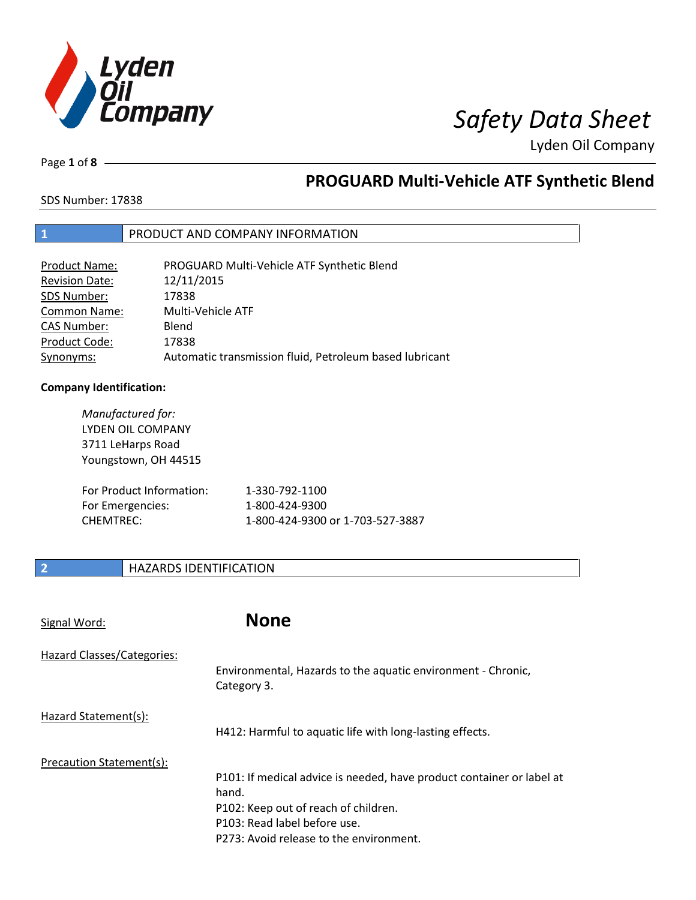# Safety Data Sheet

Lyden Oil Company

## PROGUARD Multi-Vehicle ATF Synthetic Blend

SDS Number: 17838

## 1 PRODUCT AND COMPANY INFORMATION

| | |
|---|---|
| Product Name: | PROGUARD Multi-Vehicle ATF Synthetic Blend |
| Revision Date: | 12/11/2015 |
| SDS Number: | 17838 |
| Common Name: | Multi-Vehicle ATF |
| CAS Number: | Blend |
| Product Code: | 17838 |
| Synonyms: | Automatic transmission fluid, Petroleum based lubricant |

**Company Identification:**

*Manufactured for:*
LYDEN OIL COMPANY
3711 LeHarps Road
Youngstown, OH 44515

| | |
|---|---|
| For Product Information: | 1-330-792-1100 |
| For Emergencies: | 1-800-424-9300 |
| CHEMTREC: | 1-800-424-9300 or 1-703-527-3887 |

## 2 HAZARDS IDENTIFICATION

Signal Word: **None**

Hazard Classes/Categories:

Environmental, Hazards to the aquatic environment - Chronic, Category 3.

Hazard Statement(s):

H412: Harmful to aquatic life with long-lasting effects.

Precaution Statement(s):

P101: If medical advice is needed, have product container or label at hand.
P102: Keep out of reach of children.
P103: Read label before use.
P273: Avoid release to the environment.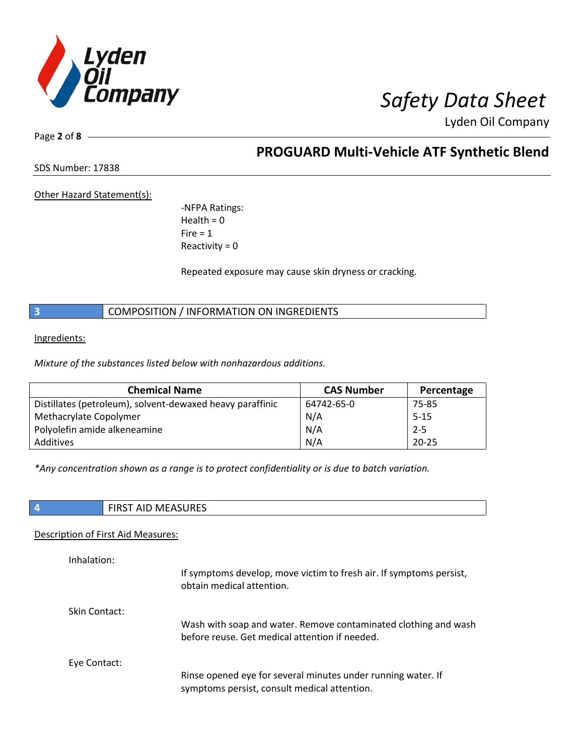Other Hazard Statement(s):

-NFPA Ratings:
Health = 0
Fire = 1
Reactivity = 0

Repeated exposure may cause skin dryness or cracking.

## 3 COMPOSITION / INFORMATION ON INGREDIENTS

Ingredients:

*Mixture of the substances listed below with nonhazardous additions.*

| Chemical Name | CAS Number | Percentage |
|---|---|---|
| Distillates (petroleum), solvent-dewaxed heavy paraffinic | 64742-65-0 | 75-85 |
| Methacrylate Copolymer | N/A | 5-15 |
| Polyolefin amide alkeneamine | N/A | 2-5 |
| Additives | N/A | 20-25 |

*\*Any concentration shown as a range is to protect confidentiality or is due to batch variation.*

## 4 FIRST AID MEASURES

Description of First Aid Measures:

Inhalation:

If symptoms develop, move victim to fresh air. If symptoms persist, obtain medical attention.

Skin Contact:

Wash with soap and water. Remove contaminated clothing and wash before reuse. Get medical attention if needed.

Eye Contact:

Rinse opened eye for several minutes under running water. If symptoms persist, consult medical attention.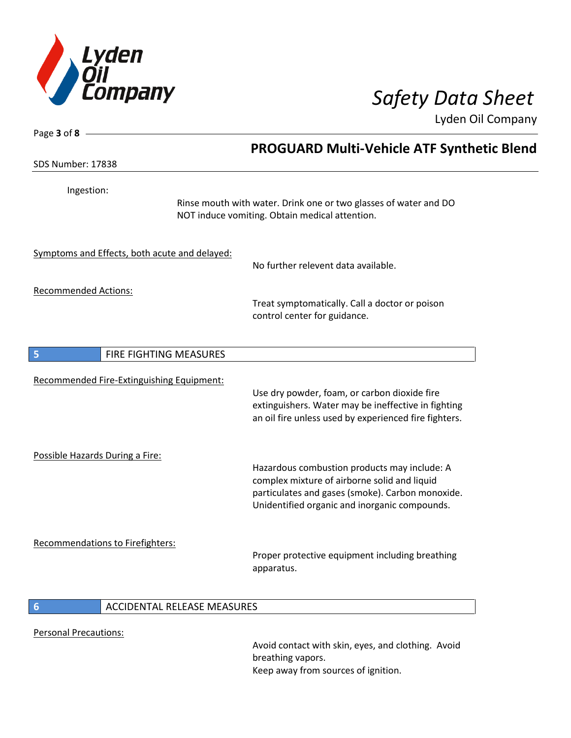Ingestion:

Rinse mouth with water. Drink one or two glasses of water and DO NOT induce vomiting. Obtain medical attention.

Symptoms and Effects, both acute and delayed:

No further relevent data available.

Recommended Actions:

Treat symptomatically. Call a doctor or poison control center for guidance.

## 5 FIRE FIGHTING MEASURES

Recommended Fire-Extinguishing Equipment:

Use dry powder, foam, or carbon dioxide fire extinguishers. Water may be ineffective in fighting an oil fire unless used by experienced fire fighters.

Possible Hazards During a Fire:

Hazardous combustion products may include: A complex mixture of airborne solid and liquid particulates and gases (smoke). Carbon monoxide. Unidentified organic and inorganic compounds.

Recommendations to Firefighters:

Proper protective equipment including breathing apparatus.

## 6 ACCIDENTAL RELEASE MEASURES

Personal Precautions:

Avoid contact with skin, eyes, and clothing. Avoid breathing vapors.
Keep away from sources of ignition.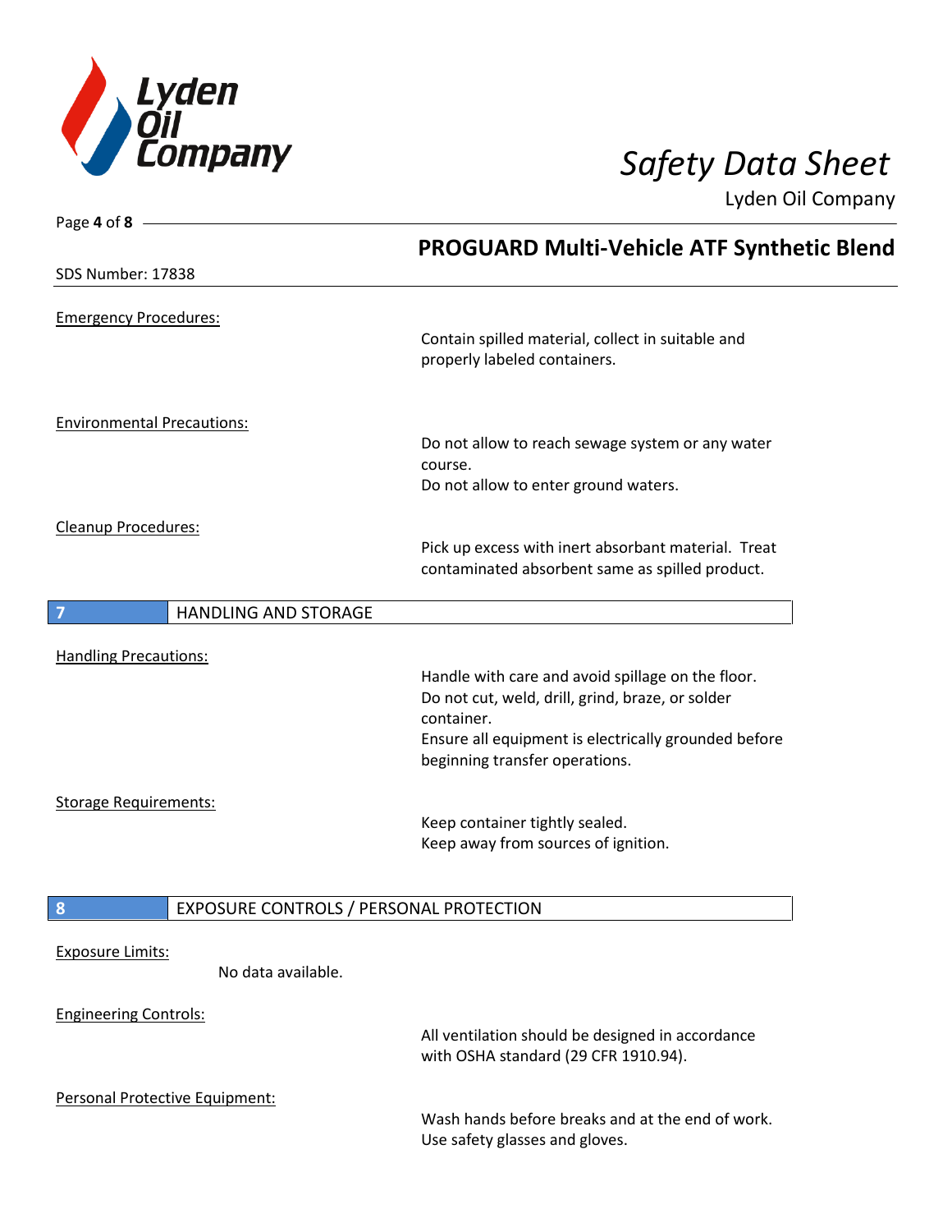**Emergency Procedures:**

Contain spilled material, collect in suitable and properly labeled containers.

**Environmental Precautions:**

Do not allow to reach sewage system or any water course.
Do not allow to enter ground waters.

**Cleanup Procedures:**

Pick up excess with inert absorbant material. Treat contaminated absorbent same as spilled product.

## 7 HANDLING AND STORAGE

**Handling Precautions:**

Handle with care and avoid spillage on the floor.
Do not cut, weld, drill, grind, braze, or solder container.
Ensure all equipment is electrically grounded before beginning transfer operations.

**Storage Requirements:**

Keep container tightly sealed.
Keep away from sources of ignition.

## 8 EXPOSURE CONTROLS / PERSONAL PROTECTION

**Exposure Limits:**

No data available.

**Engineering Controls:**

All ventilation should be designed in accordance with OSHA standard (29 CFR 1910.94).

**Personal Protective Equipment:**

Wash hands before breaks and at the end of work.
Use safety glasses and gloves.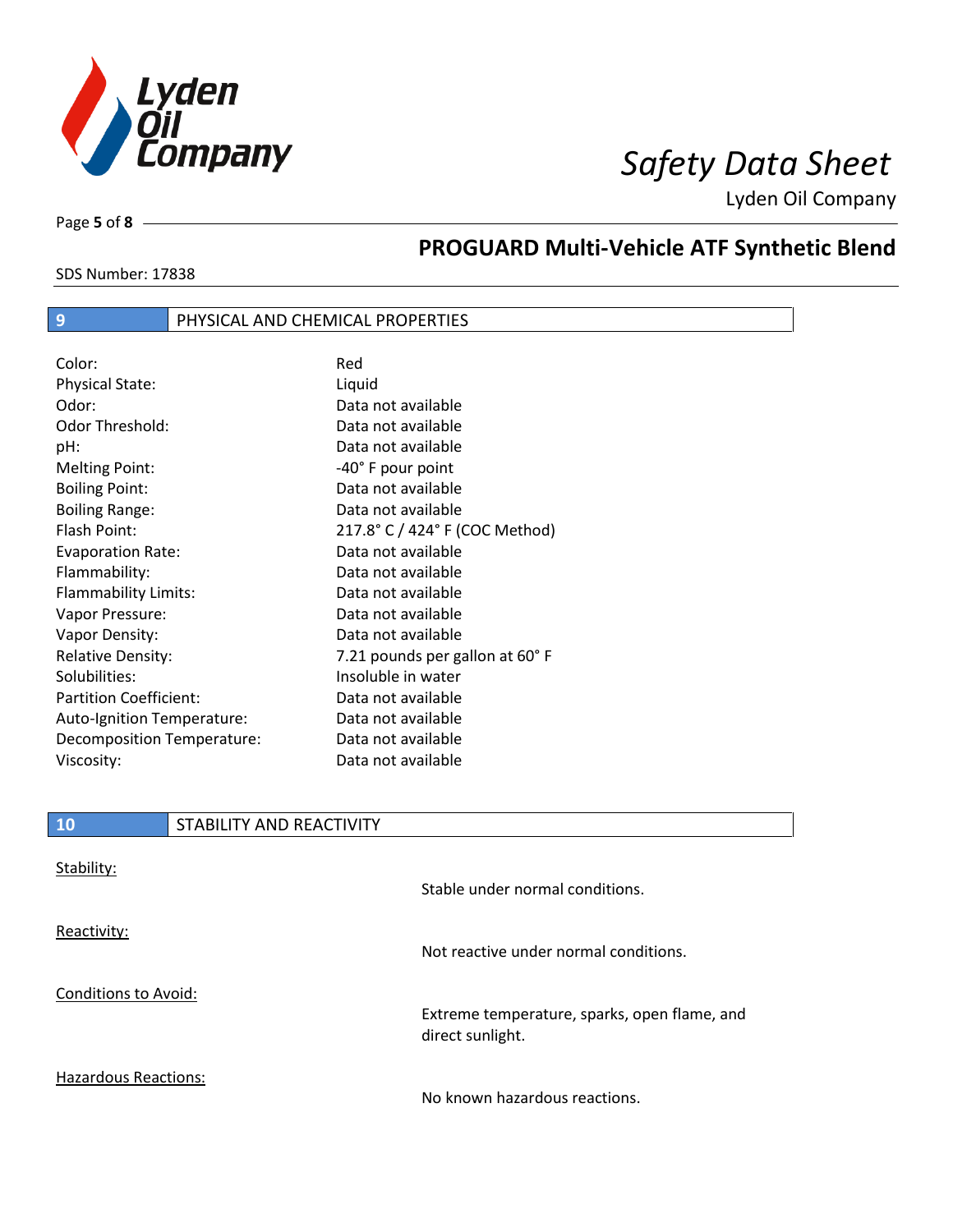## 9 PHYSICAL AND CHEMICAL PROPERTIES

| Property | Value |
|---|---|
| Color: | Red |
| Physical State: | Liquid |
| Odor: | Data not available |
| Odor Threshold: | Data not available |
| pH: | Data not available |
| Melting Point: | -40˚ F pour point |
| Boiling Point: | Data not available |
| Boiling Range: | Data not available |
| Flash Point: | 217.8˚ C / 424˚ F (COC Method) |
| Evaporation Rate: | Data not available |
| Flammability: | Data not available |
| Flammability Limits: | Data not available |
| Vapor Pressure: | Data not available |
| Vapor Density: | Data not available |
| Relative Density: | 7.21 pounds per gallon at 60˚ F |
| Solubilities: | Insoluble in water |
| Partition Coefficient: | Data not available |
| Auto-Ignition Temperature: | Data not available |
| Decomposition Temperature: | Data not available |
| Viscosity: | Data not available |

## 10 STABILITY AND REACTIVITY

Stability:

Stable under normal conditions.

Reactivity:

Not reactive under normal conditions.

Conditions to Avoid:

Extreme temperature, sparks, open flame, and direct sunlight.

Hazardous Reactions:

No known hazardous reactions.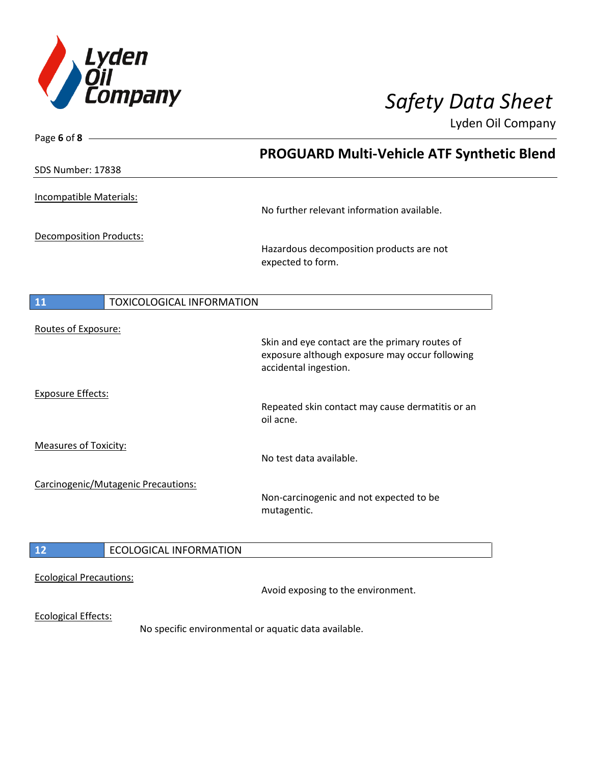Incompatible Materials:

No further relevant information available.

Decomposition Products:

Hazardous decomposition products are not expected to form.

## 11 TOXICOLOGICAL INFORMATION

Routes of Exposure:

Skin and eye contact are the primary routes of exposure although exposure may occur following accidental ingestion.

Exposure Effects:

Repeated skin contact may cause dermatitis or an oil acne.

Measures of Toxicity:

No test data available.

Carcinogenic/Mutagenic Precautions:

Non-carcinogenic and not expected to be mutagentic.

## 12 ECOLOGICAL INFORMATION

Ecological Precautions:

Avoid exposing to the environment.

Ecological Effects:

No specific environmental or aquatic data available.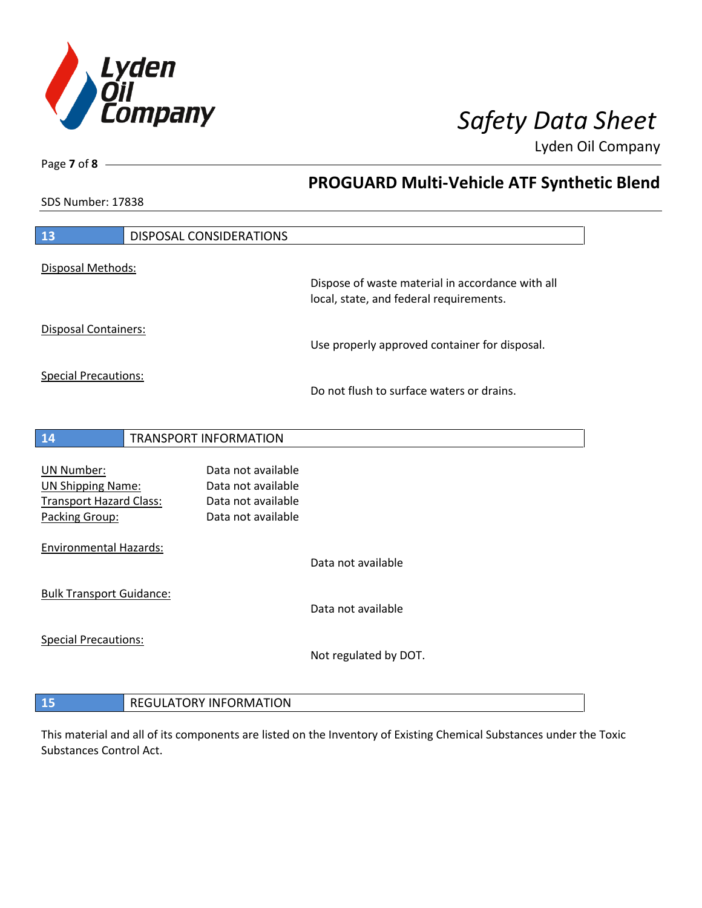## 13 DISPOSAL CONSIDERATIONS

Disposal Methods:

Dispose of waste material in accordance with all local, state, and federal requirements.

Disposal Containers:

Use properly approved container for disposal.

Special Precautions:

Do not flush to surface waters or drains.

## 14 TRANSPORT INFORMATION

UN Number: Data not available
UN Shipping Name: Data not available
Transport Hazard Class: Data not available
Packing Group: Data not available

Environmental Hazards:

Data not available

Bulk Transport Guidance:

Data not available

Special Precautions:

Not regulated by DOT.

## 15 REGULATORY INFORMATION

This material and all of its components are listed on the Inventory of Existing Chemical Substances under the Toxic Substances Control Act.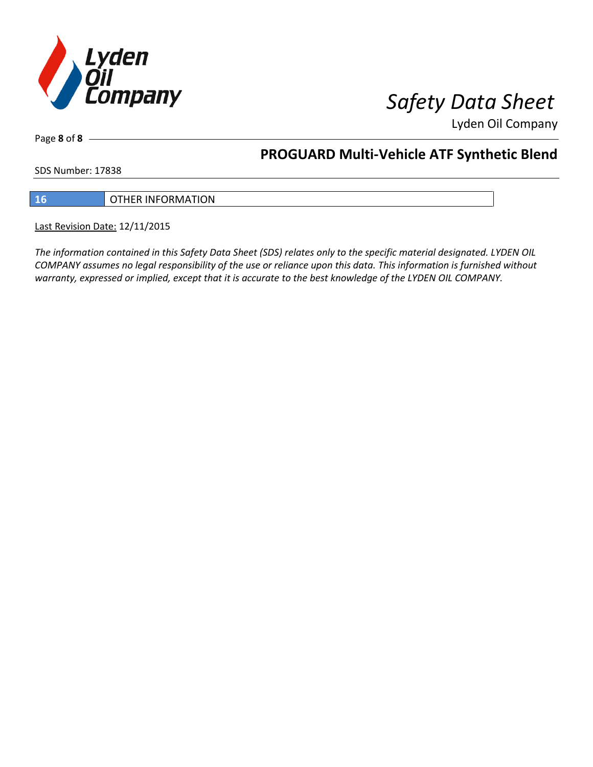## 16 OTHER INFORMATION

Last Revision Date: 12/11/2015

*The information contained in this Safety Data Sheet (SDS) relates only to the specific material designated. LYDEN OIL COMPANY assumes no legal responsibility of the use or reliance upon this data. This information is furnished without warranty, expressed or implied, except that it is accurate to the best knowledge of the LYDEN OIL COMPANY.*